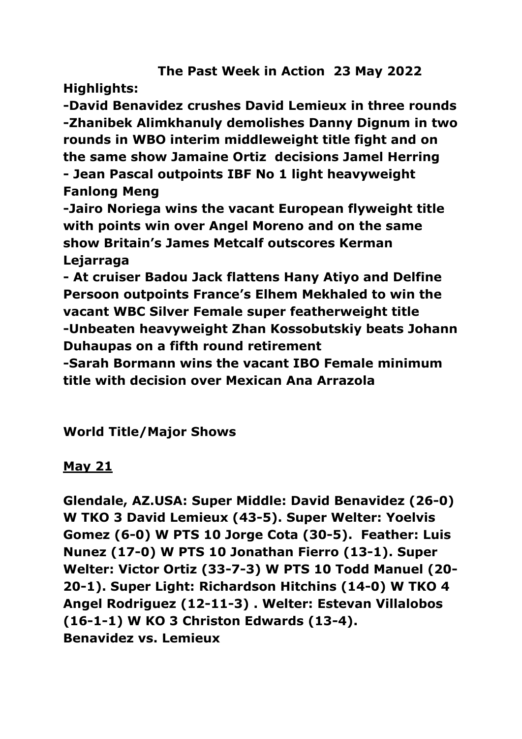# The Past Week in Action 23 May 2022

**Highlights:**

**-David Benavidez crushes David Lemieux in three rounds**
**-Zhanibek Alimkhanuly demolishes Danny Dignum in two rounds in WBO interim middleweight title fight and on the same show Jamaine Ortiz decisions Jamel Herring**
**- Jean Pascal outpoints IBF No 1 light heavyweight Fanlong Meng**
**-Jairo Noriega wins the vacant European flyweight title with points win over Angel Moreno and on the same show Britain's James Metcalf outscores Kerman Lejarraga**
**- At cruiser Badou Jack flattens Hany Atiyo and Delfine Persoon outpoints France's Elhem Mekhaled to win the vacant WBC Silver Female super featherweight title**
**-Unbeaten heavyweight Zhan Kossobutskiy beats Johann Duhaupas on a fifth round retirement**
**-Sarah Bormann wins the vacant IBO Female minimum title with decision over Mexican Ana Arrazola**

## World Title/Major Shows

### May 21

**Glendale, AZ.USA: Super Middle: David Benavidez (26-0) W TKO 3 David Lemieux (43-5). Super Welter: Yoelvis Gomez (6-0) W PTS 10 Jorge Cota (30-5). Feather: Luis Nunez (17-0) W PTS 10 Jonathan Fierro (13-1). Super Welter: Victor Ortiz (33-7-3) W PTS 10 Todd Manuel (20-20-1). Super Light: Richardson Hitchins (14-0) W TKO 4 Angel Rodriguez (12-11-3) . Welter: Estevan Villalobos (16-1-1) W KO 3 Christon Edwards (13-4).**

**Benavidez vs. Lemieux**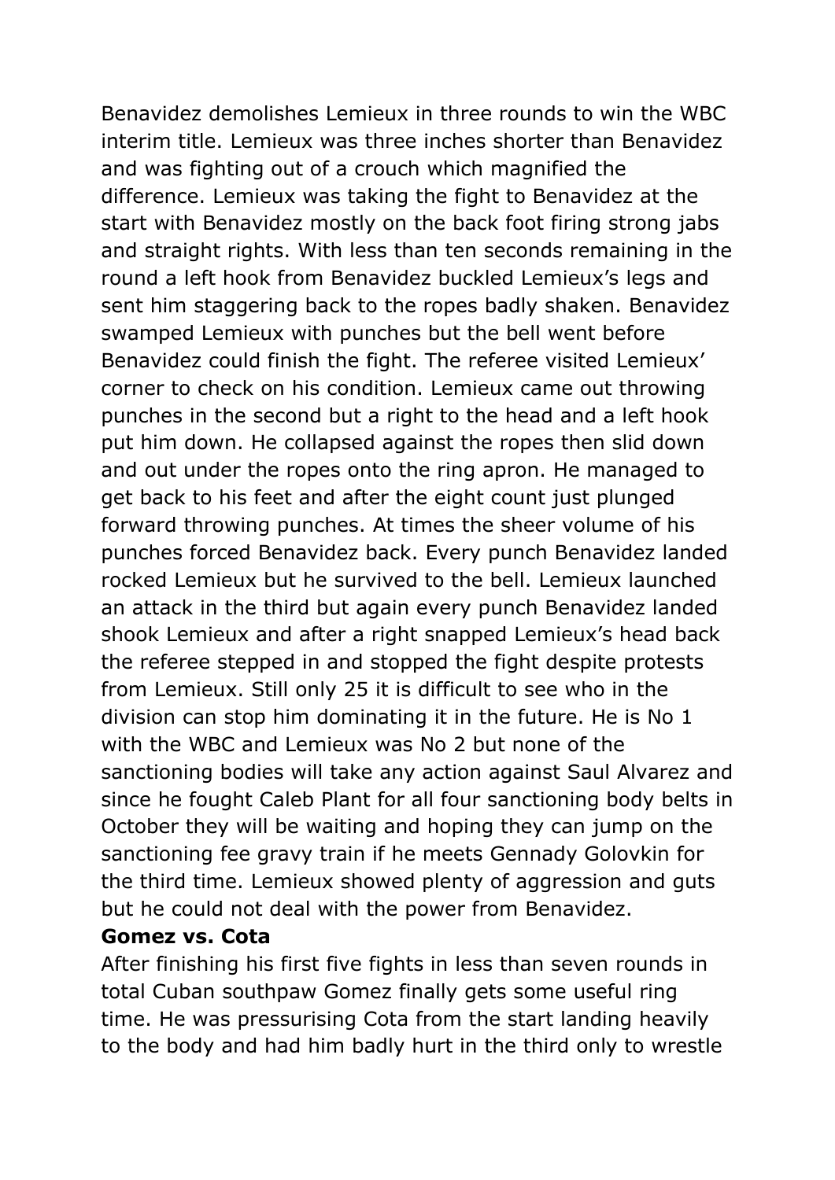Benavidez demolishes Lemieux in three rounds to win the WBC interim title. Lemieux was three inches shorter than Benavidez and was fighting out of a crouch which magnified the difference. Lemieux was taking the fight to Benavidez at the start with Benavidez mostly on the back foot firing strong jabs and straight rights. With less than ten seconds remaining in the round a left hook from Benavidez buckled Lemieux's legs and sent him staggering back to the ropes badly shaken. Benavidez swamped Lemieux with punches but the bell went before Benavidez could finish the fight. The referee visited Lemieux' corner to check on his condition. Lemieux came out throwing punches in the second but a right to the head and a left hook put him down. He collapsed against the ropes then slid down and out under the ropes onto the ring apron. He managed to get back to his feet and after the eight count just plunged forward throwing punches. At times the sheer volume of his punches forced Benavidez back. Every punch Benavidez landed rocked Lemieux but he survived to the bell. Lemieux launched an attack in the third but again every punch Benavidez landed shook Lemieux and after a right snapped Lemieux's head back the referee stepped in and stopped the fight despite protests from Lemieux. Still only 25 it is difficult to see who in the division can stop him dominating it in the future. He is No 1 with the WBC and Lemieux was No 2 but none of the sanctioning bodies will take any action against Saul Alvarez and since he fought Caleb Plant for all four sanctioning body belts in October they will be waiting and hoping they can jump on the sanctioning fee gravy train if he meets Gennady Golovkin for the third time. Lemieux showed plenty of aggression and guts but he could not deal with the power from Benavidez.

**Gomez vs. Cota**

After finishing his first five fights in less than seven rounds in total Cuban southpaw Gomez finally gets some useful ring time. He was pressurising Cota from the start landing heavily to the body and had him badly hurt in the third only to wrestle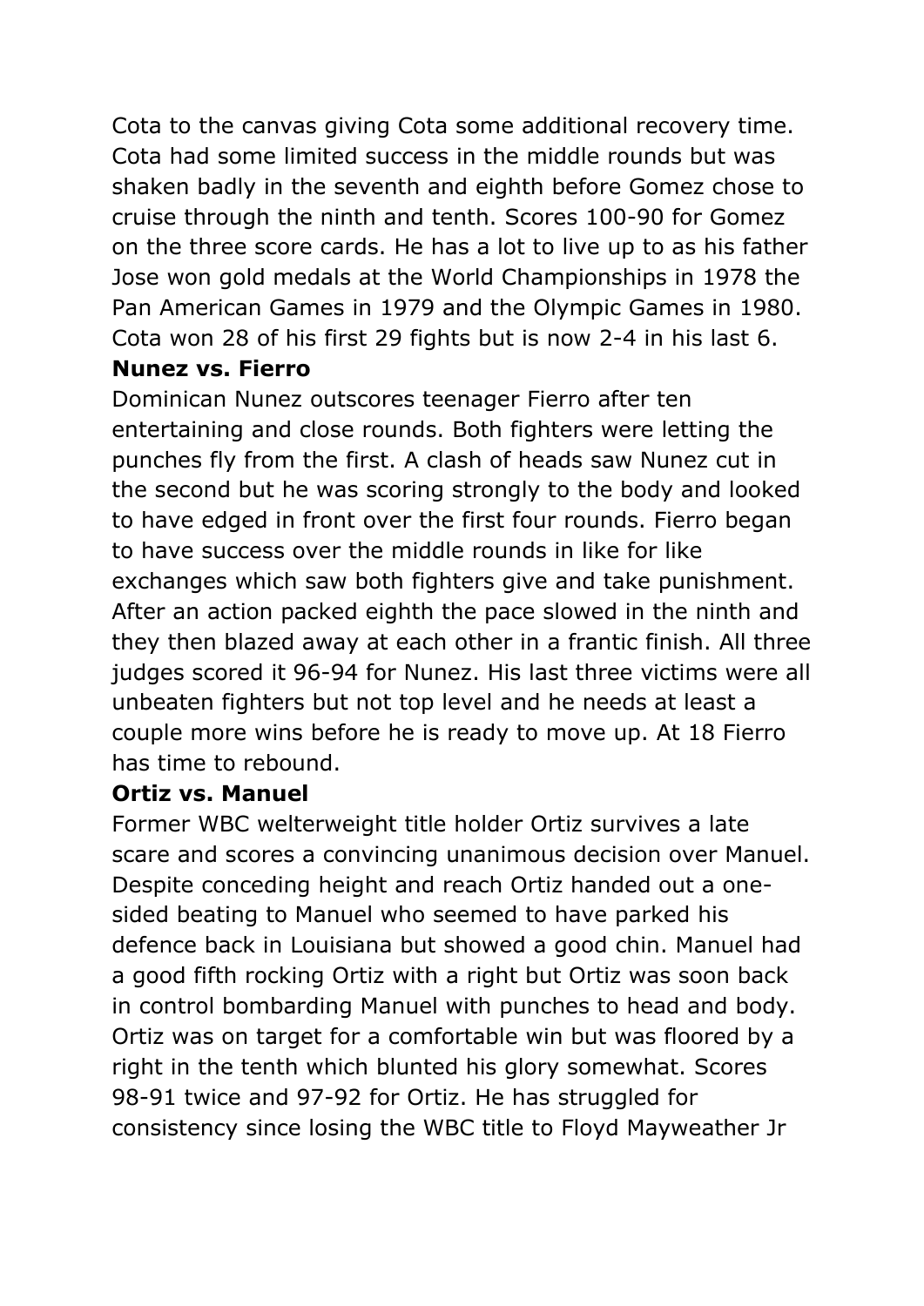Cota to the canvas giving Cota some additional recovery time. Cota had some limited success in the middle rounds but was shaken badly in the seventh and eighth before Gomez chose to cruise through the ninth and tenth. Scores 100-90 for Gomez on the three score cards. He has a lot to live up to as his father Jose won gold medals at the World Championships in 1978 the Pan American Games in 1979 and the Olympic Games in 1980. Cota won 28 of his first 29 fights but is now 2-4 in his last 6.

**Nunez vs. Fierro**

Dominican Nunez outscores teenager Fierro after ten entertaining and close rounds. Both fighters were letting the punches fly from the first. A clash of heads saw Nunez cut in the second but he was scoring strongly to the body and looked to have edged in front over the first four rounds. Fierro began to have success over the middle rounds in like for like exchanges which saw both fighters give and take punishment. After an action packed eighth the pace slowed in the ninth and they then blazed away at each other in a frantic finish. All three judges scored it 96-94 for Nunez. His last three victims were all unbeaten fighters but not top level and he needs at least a couple more wins before he is ready to move up. At 18 Fierro has time to rebound.

**Ortiz vs. Manuel**

Former WBC welterweight title holder Ortiz survives a late scare and scores a convincing unanimous decision over Manuel. Despite conceding height and reach Ortiz handed out a one-sided beating to Manuel who seemed to have parked his defence back in Louisiana but showed a good chin. Manuel had a good fifth rocking Ortiz with a right but Ortiz was soon back in control bombarding Manuel with punches to head and body. Ortiz was on target for a comfortable win but was floored by a right in the tenth which blunted his glory somewhat. Scores 98-91 twice and 97-92 for Ortiz. He has struggled for consistency since losing the WBC title to Floyd Mayweather Jr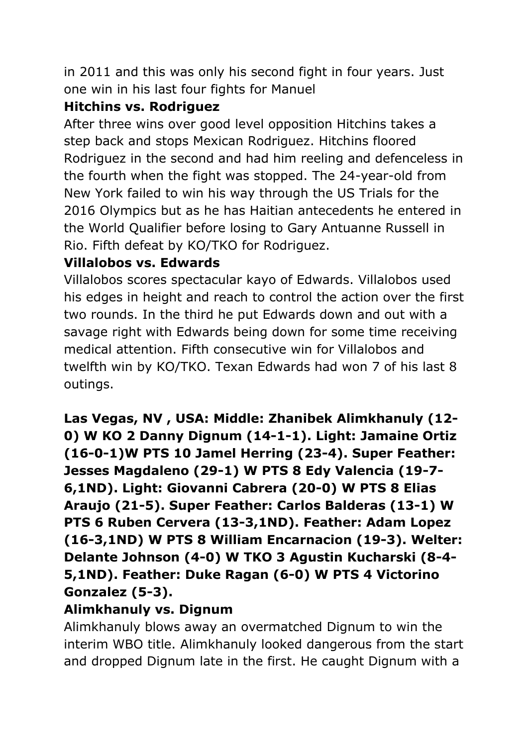in 2011 and this was only his second fight in four years. Just one win in his last four fights for Manuel

**Hitchins vs. Rodriguez**

After three wins over good level opposition Hitchins takes a step back and stops Mexican Rodriguez. Hitchins floored Rodriguez in the second and had him reeling and defenceless in the fourth when the fight was stopped. The 24-year-old from New York failed to win his way through the US Trials for the 2016 Olympics but as he has Haitian antecedents he entered in the World Qualifier before losing to Gary Antuanne Russell in Rio. Fifth defeat by KO/TKO for Rodriguez.

**Villalobos vs. Edwards**

Villalobos scores spectacular kayo of Edwards. Villalobos used his edges in height and reach to control the action over the first two rounds. In the third he put Edwards down and out with a savage right with Edwards being down for some time receiving medical attention. Fifth consecutive win for Villalobos and twelfth win by KO/TKO. Texan Edwards had won 7 of his last 8 outings.

**Las Vegas, NV , USA: Middle: Zhanibek Alimkhanuly (12-0) W KO 2 Danny Dignum (14-1-1). Light: Jamaine Ortiz (16-0-1)W PTS 10 Jamel Herring (23-4). Super Feather: Jesses Magdaleno (29-1) W PTS 8 Edy Valencia (19-7-6,1ND). Light: Giovanni Cabrera (20-0) W PTS 8 Elias Araujo (21-5). Super Feather: Carlos Balderas (13-1) W PTS 6 Ruben Cervera (13-3,1ND). Feather: Adam Lopez (16-3,1ND) W PTS 8 William Encarnacion (19-3). Welter: Delante Johnson (4-0) W TKO 3 Agustin Kucharski (8-4-5,1ND). Feather: Duke Ragan (6-0) W PTS 4 Victorino Gonzalez (5-3).**

**Alimkhanuly vs. Dignum**

Alimkhanuly blows away an overmatched Dignum to win the interim WBO title. Alimkhanuly looked dangerous from the start and dropped Dignum late in the first. He caught Dignum with a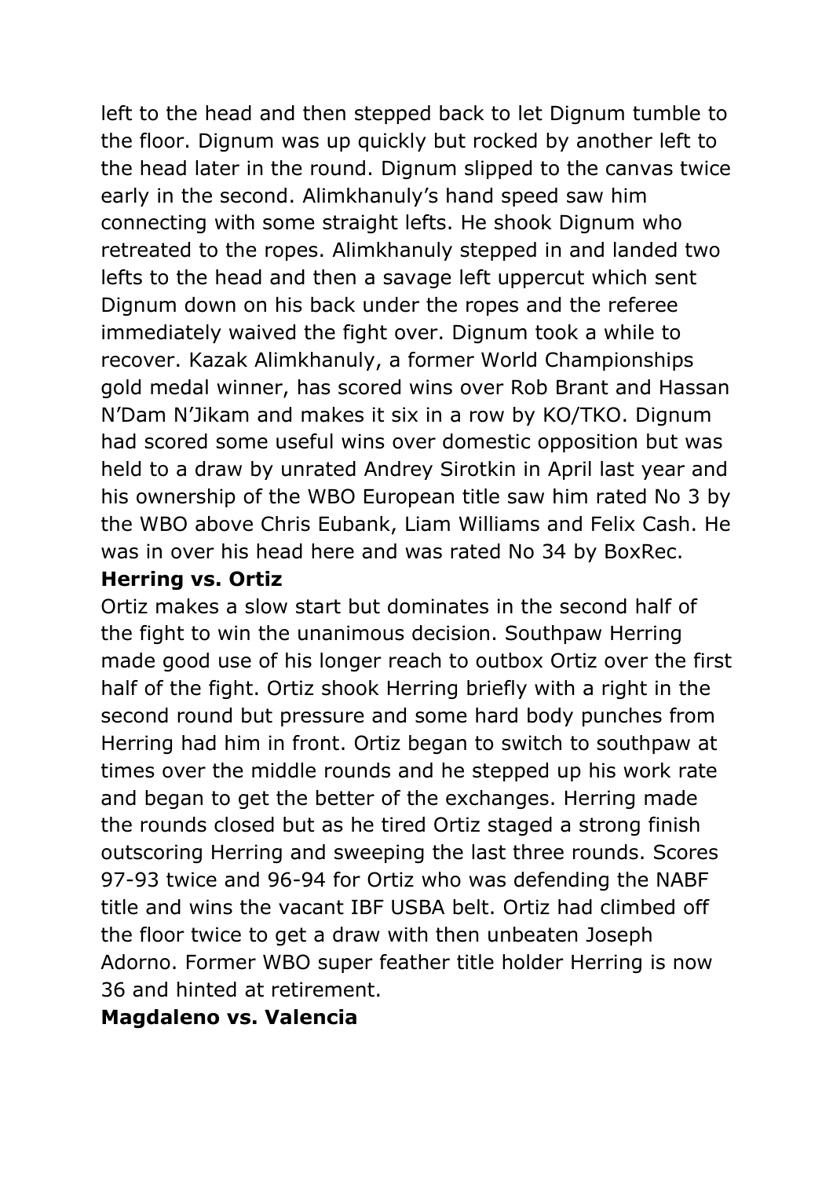left to the head and then stepped back to let Dignum tumble to the floor. Dignum was up quickly but rocked by another left to the head later in the round. Dignum slipped to the canvas twice early in the second. Alimkhanuly's hand speed saw him connecting with some straight lefts. He shook Dignum who retreated to the ropes. Alimkhanuly stepped in and landed two lefts to the head and then a savage left uppercut which sent Dignum down on his back under the ropes and the referee immediately waived the fight over. Dignum took a while to recover. Kazak Alimkhanuly, a former World Championships gold medal winner, has scored wins over Rob Brant and Hassan N'Dam N'Jikam and makes it six in a row by KO/TKO. Dignum had scored some useful wins over domestic opposition but was held to a draw by unrated Andrey Sirotkin in April last year and his ownership of the WBO European title saw him rated No 3 by the WBO above Chris Eubank, Liam Williams and Felix Cash. He was in over his head here and was rated No 34 by BoxRec.

**Herring vs. Ortiz**

Ortiz makes a slow start but dominates in the second half of the fight to win the unanimous decision. Southpaw Herring made good use of his longer reach to outbox Ortiz over the first half of the fight. Ortiz shook Herring briefly with a right in the second round but pressure and some hard body punches from Herring had him in front. Ortiz began to switch to southpaw at times over the middle rounds and he stepped up his work rate and began to get the better of the exchanges. Herring made the rounds closed but as he tired Ortiz staged a strong finish outscoring Herring and sweeping the last three rounds. Scores 97-93 twice and 96-94 for Ortiz who was defending the NABF title and wins the vacant IBF USBA belt. Ortiz had climbed off the floor twice to get a draw with then unbeaten Joseph Adorno. Former WBO super feather title holder Herring is now 36 and hinted at retirement.

**Magdaleno vs. Valencia**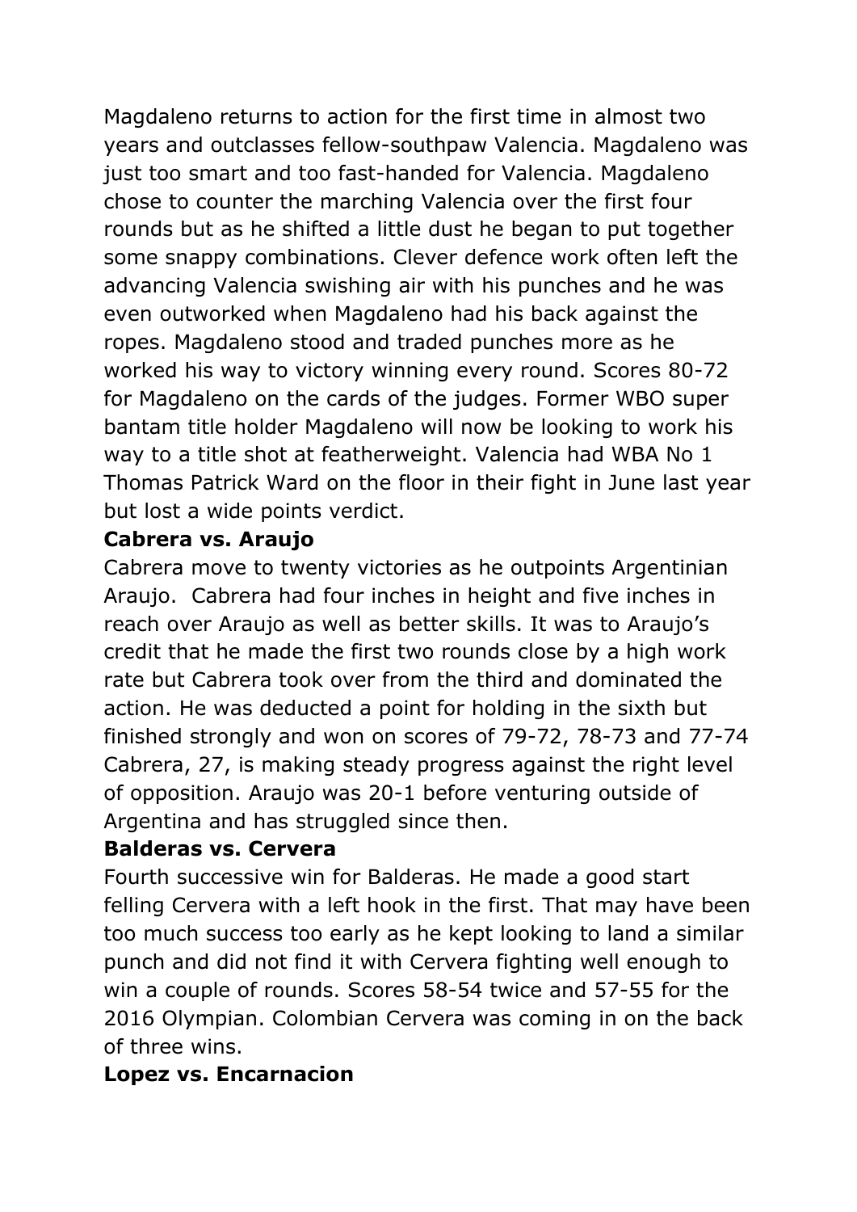Magdaleno returns to action for the first time in almost two years and outclasses fellow-southpaw Valencia. Magdaleno was just too smart and too fast-handed for Valencia. Magdaleno chose to counter the marching Valencia over the first four rounds but as he shifted a little dust he began to put together some snappy combinations. Clever defence work often left the advancing Valencia swishing air with his punches and he was even outworked when Magdaleno had his back against the ropes. Magdaleno stood and traded punches more as he worked his way to victory winning every round. Scores 80-72 for Magdaleno on the cards of the judges. Former WBO super bantam title holder Magdaleno will now be looking to work his way to a title shot at featherweight. Valencia had WBA No 1 Thomas Patrick Ward on the floor in their fight in June last year but lost a wide points verdict.

**Cabrera vs. Araujo**

Cabrera move to twenty victories as he outpoints Argentinian Araujo. Cabrera had four inches in height and five inches in reach over Araujo as well as better skills. It was to Araujo's credit that he made the first two rounds close by a high work rate but Cabrera took over from the third and dominated the action. He was deducted a point for holding in the sixth but finished strongly and won on scores of 79-72, 78-73 and 77-74 Cabrera, 27, is making steady progress against the right level of opposition. Araujo was 20-1 before venturing outside of Argentina and has struggled since then.

**Balderas vs. Cervera**

Fourth successive win for Balderas. He made a good start felling Cervera with a left hook in the first. That may have been too much success too early as he kept looking to land a similar punch and did not find it with Cervera fighting well enough to win a couple of rounds. Scores 58-54 twice and 57-55 for the 2016 Olympian. Colombian Cervera was coming in on the back of three wins.

**Lopez vs. Encarnacion**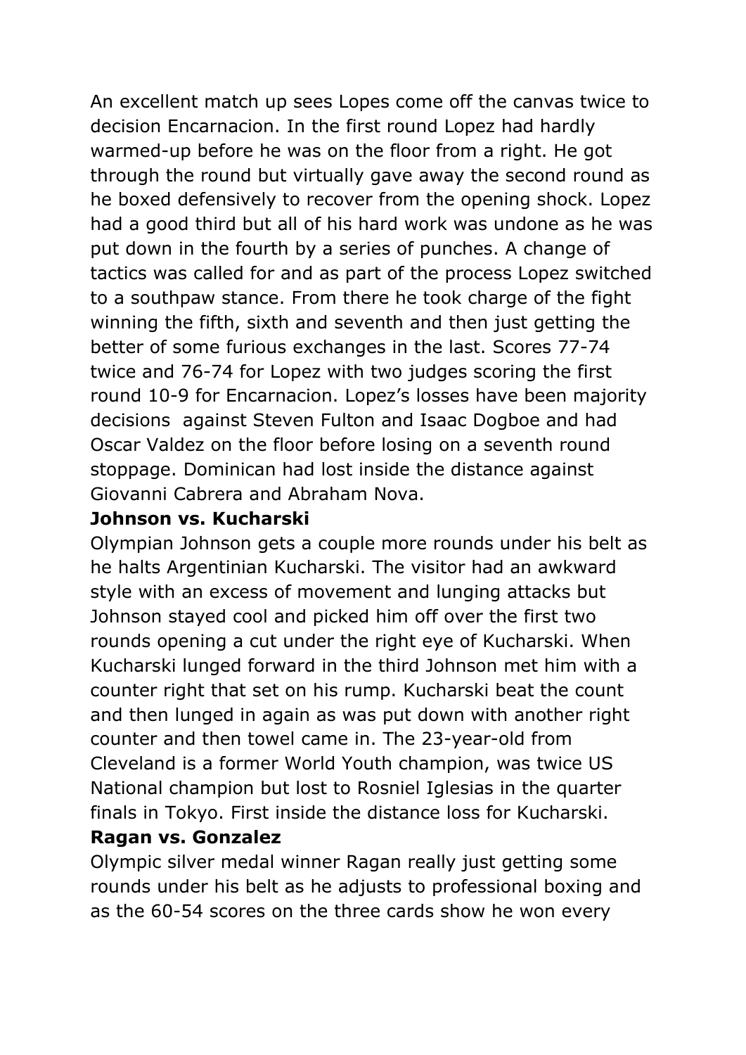An excellent match up sees Lopes come off the canvas twice to decision Encarnacion. In the first round Lopez had hardly warmed-up before he was on the floor from a right. He got through the round but virtually gave away the second round as he boxed defensively to recover from the opening shock. Lopez had a good third but all of his hard work was undone as he was put down in the fourth by a series of punches. A change of tactics was called for and as part of the process Lopez switched to a southpaw stance. From there he took charge of the fight winning the fifth, sixth and seventh and then just getting the better of some furious exchanges in the last. Scores 77-74 twice and 76-74 for Lopez with two judges scoring the first round 10-9 for Encarnacion. Lopez's losses have been majority decisions against Steven Fulton and Isaac Dogboe and had Oscar Valdez on the floor before losing on a seventh round stoppage. Dominican had lost inside the distance against Giovanni Cabrera and Abraham Nova.

**Johnson vs. Kucharski**

Olympian Johnson gets a couple more rounds under his belt as he halts Argentinian Kucharski. The visitor had an awkward style with an excess of movement and lunging attacks but Johnson stayed cool and picked him off over the first two rounds opening a cut under the right eye of Kucharski. When Kucharski lunged forward in the third Johnson met him with a counter right that set on his rump. Kucharski beat the count and then lunged in again as was put down with another right counter and then towel came in. The 23-year-old from Cleveland is a former World Youth champion, was twice US National champion but lost to Rosniel Iglesias in the quarter finals in Tokyo. First inside the distance loss for Kucharski.

**Ragan vs. Gonzalez**

Olympic silver medal winner Ragan really just getting some rounds under his belt as he adjusts to professional boxing and as the 60-54 scores on the three cards show he won every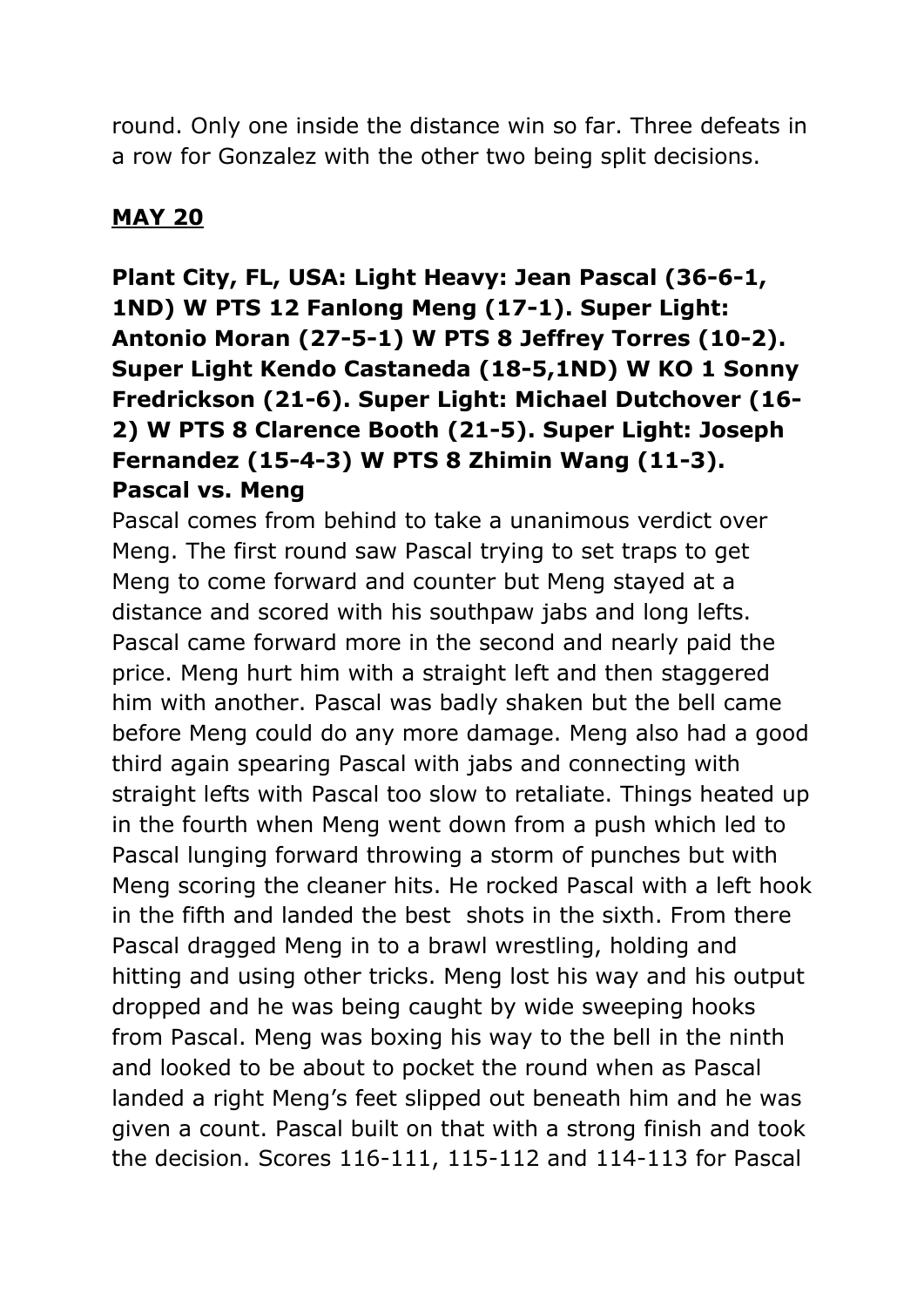round. Only one inside the distance win so far. Three defeats in a row for Gonzalez with the other two being split decisions.

## MAY 20

**Plant City, FL, USA: Light Heavy: Jean Pascal (36-6-1, 1ND) W PTS 12 Fanlong Meng (17-1). Super Light: Antonio Moran (27-5-1) W PTS 8 Jeffrey Torres (10-2). Super Light Kendo Castaneda (18-5,1ND) W KO 1 Sonny Fredrickson (21-6). Super Light: Michael Dutchover (16-2) W PTS 8 Clarence Booth (21-5). Super Light: Joseph Fernandez (15-4-3) W PTS 8 Zhimin Wang (11-3).**

**Pascal vs. Meng**

Pascal comes from behind to take a unanimous verdict over Meng. The first round saw Pascal trying to set traps to get Meng to come forward and counter but Meng stayed at a distance and scored with his southpaw jabs and long lefts. Pascal came forward more in the second and nearly paid the price. Meng hurt him with a straight left and then staggered him with another. Pascal was badly shaken but the bell came before Meng could do any more damage. Meng also had a good third again spearing Pascal with jabs and connecting with straight lefts with Pascal too slow to retaliate. Things heated up in the fourth when Meng went down from a push which led to Pascal lunging forward throwing a storm of punches but with Meng scoring the cleaner hits. He rocked Pascal with a left hook in the fifth and landed the best shots in the sixth. From there Pascal dragged Meng in to a brawl wrestling, holding and hitting and using other tricks. Meng lost his way and his output dropped and he was being caught by wide sweeping hooks from Pascal. Meng was boxing his way to the bell in the ninth and looked to be about to pocket the round when as Pascal landed a right Meng's feet slipped out beneath him and he was given a count. Pascal built on that with a strong finish and took the decision. Scores 116-111, 115-112 and 114-113 for Pascal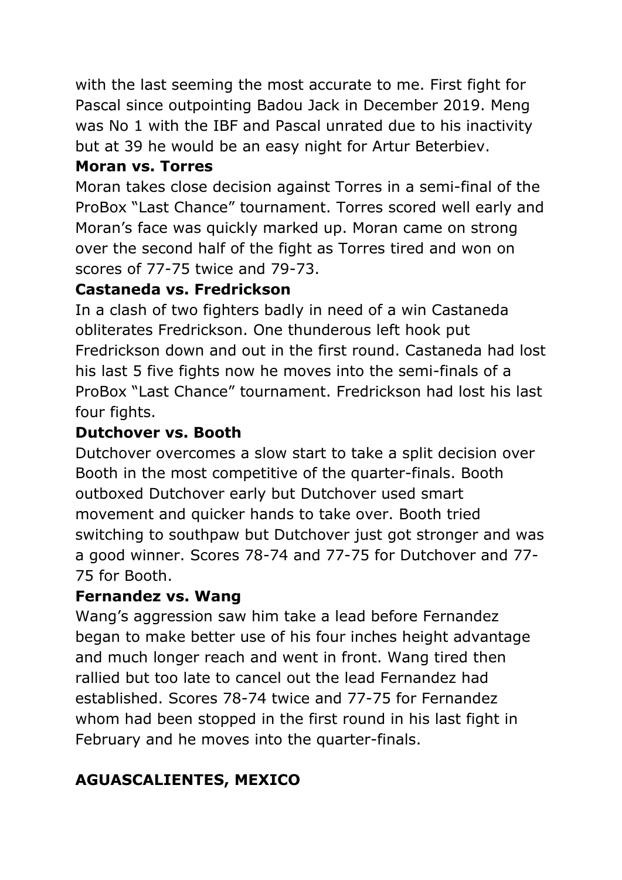with the last seeming the most accurate to me. First fight for Pascal since outpointing Badou Jack in December 2019. Meng was No 1 with the IBF and Pascal unrated due to his inactivity but at 39 he would be an easy night for Artur Beterbiev.

**Moran vs. Torres**

Moran takes close decision against Torres in a semi-final of the ProBox "Last Chance" tournament. Torres scored well early and Moran's face was quickly marked up. Moran came on strong over the second half of the fight as Torres tired and won on scores of 77-75 twice and 79-73.

**Castaneda vs. Fredrickson**

In a clash of two fighters badly in need of a win Castaneda obliterates Fredrickson. One thunderous left hook put Fredrickson down and out in the first round. Castaneda had lost his last 5 five fights now he moves into the semi-finals of a ProBox "Last Chance" tournament. Fredrickson had lost his last four fights.

**Dutchover vs. Booth**

Dutchover overcomes a slow start to take a split decision over Booth in the most competitive of the quarter-finals. Booth outboxed Dutchover early but Dutchover used smart movement and quicker hands to take over. Booth tried switching to southpaw but Dutchover just got stronger and was a good winner. Scores 78-74 and 77-75 for Dutchover and 77-75 for Booth.

**Fernandez vs. Wang**

Wang's aggression saw him take a lead before Fernandez began to make better use of his four inches height advantage and much longer reach and went in front. Wang tired then rallied but too late to cancel out the lead Fernandez had established. Scores 78-74 twice and 77-75 for Fernandez whom had been stopped in the first round in his last fight in February and he moves into the quarter-finals.

## AGUASCALIENTES, MEXICO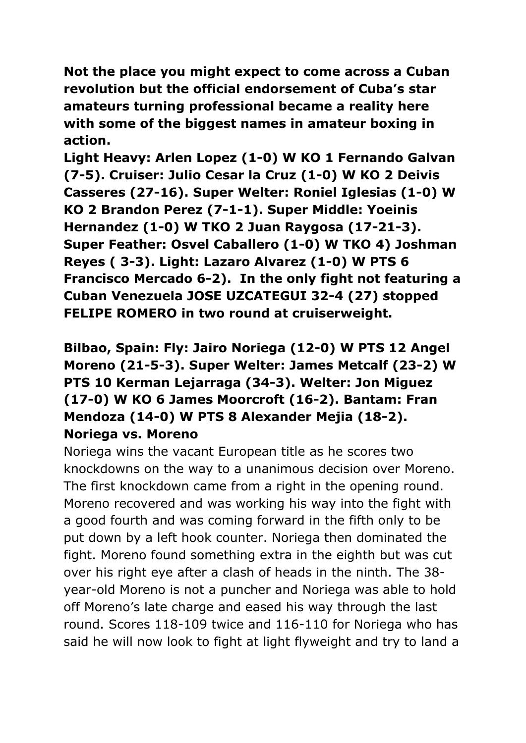**Not the place you might expect to come across a Cuban revolution but the official endorsement of Cuba's star amateurs turning professional became a reality here with some of the biggest names in amateur boxing in action.**

**Light Heavy: Arlen Lopez (1-0) W KO 1 Fernando Galvan (7-5). Cruiser: Julio Cesar la Cruz (1-0) W KO 2 Deivis Casseres (27-16). Super Welter: Roniel Iglesias (1-0) W KO 2 Brandon Perez (7-1-1). Super Middle: Yoeinis Hernandez (1-0) W TKO 2 Juan Raygosa (17-21-3). Super Feather: Osvel Caballero (1-0) W TKO 4) Joshman Reyes ( 3-3). Light: Lazaro Alvarez (1-0) W PTS 6 Francisco Mercado 6-2). In the only fight not featuring a Cuban Venezuela JOSE UZCATEGUI 32-4 (27) stopped FELIPE ROMERO in two round at cruiserweight.**

**Bilbao, Spain: Fly: Jairo Noriega (12-0) W PTS 12 Angel Moreno (21-5-3). Super Welter: James Metcalf (23-2) W PTS 10 Kerman Lejarraga (34-3). Welter: Jon Miguez (17-0) W KO 6 James Moorcroft (16-2). Bantam: Fran Mendoza (14-0) W PTS 8 Alexander Mejia (18-2).**

**Noriega vs. Moreno**

Noriega wins the vacant European title as he scores two knockdowns on the way to a unanimous decision over Moreno. The first knockdown came from a right in the opening round. Moreno recovered and was working his way into the fight with a good fourth and was coming forward in the fifth only to be put down by a left hook counter. Noriega then dominated the fight. Moreno found something extra in the eighth but was cut over his right eye after a clash of heads in the ninth. The 38-year-old Moreno is not a puncher and Noriega was able to hold off Moreno's late charge and eased his way through the last round. Scores 118-109 twice and 116-110 for Noriega who has said he will now look to fight at light flyweight and try to land a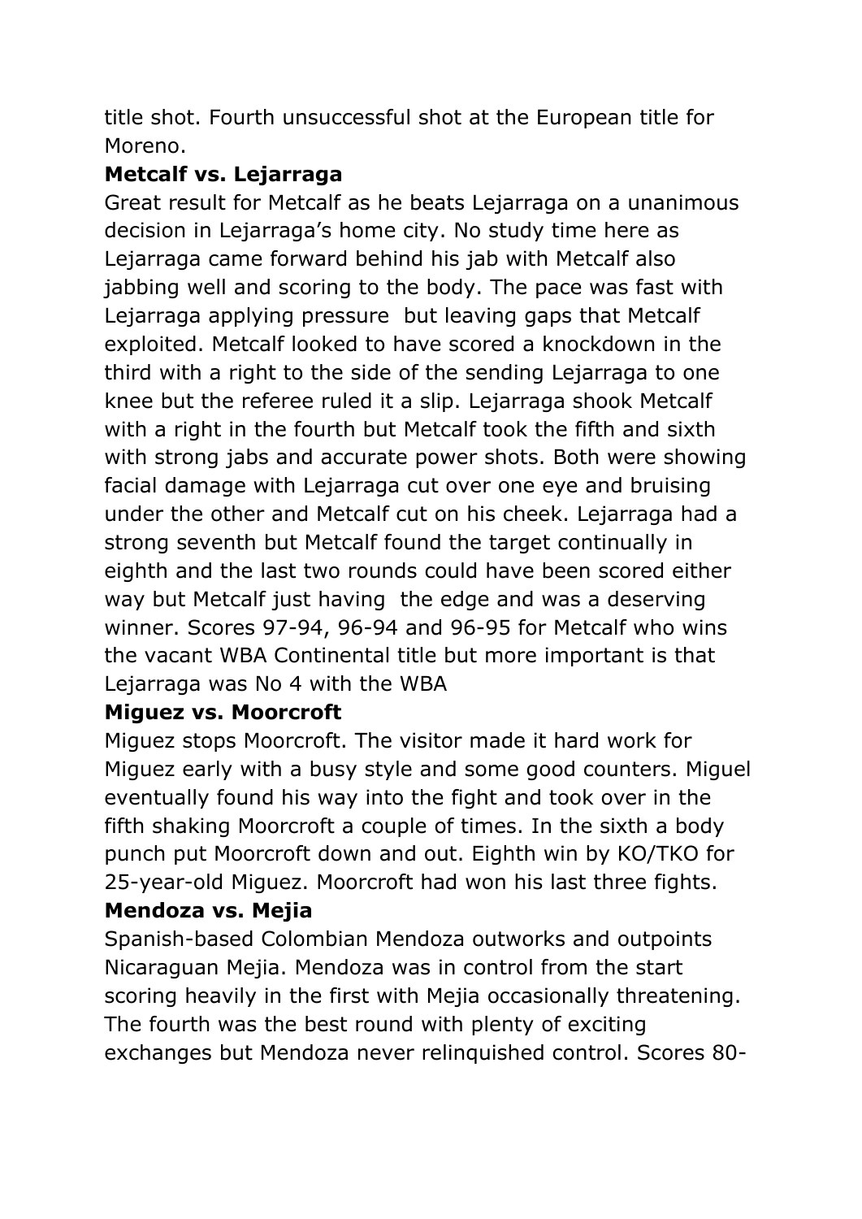title shot. Fourth unsuccessful shot at the European title for Moreno.

**Metcalf vs. Lejarraga**

Great result for Metcalf as he beats Lejarraga on a unanimous decision in Lejarraga's home city. No study time here as Lejarraga came forward behind his jab with Metcalf also jabbing well and scoring to the body. The pace was fast with Lejarraga applying pressure but leaving gaps that Metcalf exploited. Metcalf looked to have scored a knockdown in the third with a right to the side of the sending Lejarraga to one knee but the referee ruled it a slip. Lejarraga shook Metcalf with a right in the fourth but Metcalf took the fifth and sixth with strong jabs and accurate power shots. Both were showing facial damage with Lejarraga cut over one eye and bruising under the other and Metcalf cut on his cheek. Lejarraga had a strong seventh but Metcalf found the target continually in eighth and the last two rounds could have been scored either way but Metcalf just having the edge and was a deserving winner. Scores 97-94, 96-94 and 96-95 for Metcalf who wins the vacant WBA Continental title but more important is that Lejarraga was No 4 with the WBA

**Miguez vs. Moorcroft**

Miguez stops Moorcroft. The visitor made it hard work for Miguez early with a busy style and some good counters. Miguel eventually found his way into the fight and took over in the fifth shaking Moorcroft a couple of times. In the sixth a body punch put Moorcroft down and out. Eighth win by KO/TKO for 25-year-old Miguez. Moorcroft had won his last three fights.

**Mendoza vs. Mejia**

Spanish-based Colombian Mendoza outworks and outpoints Nicaraguan Mejia. Mendoza was in control from the start scoring heavily in the first with Mejia occasionally threatening. The fourth was the best round with plenty of exciting exchanges but Mendoza never relinquished control. Scores 80-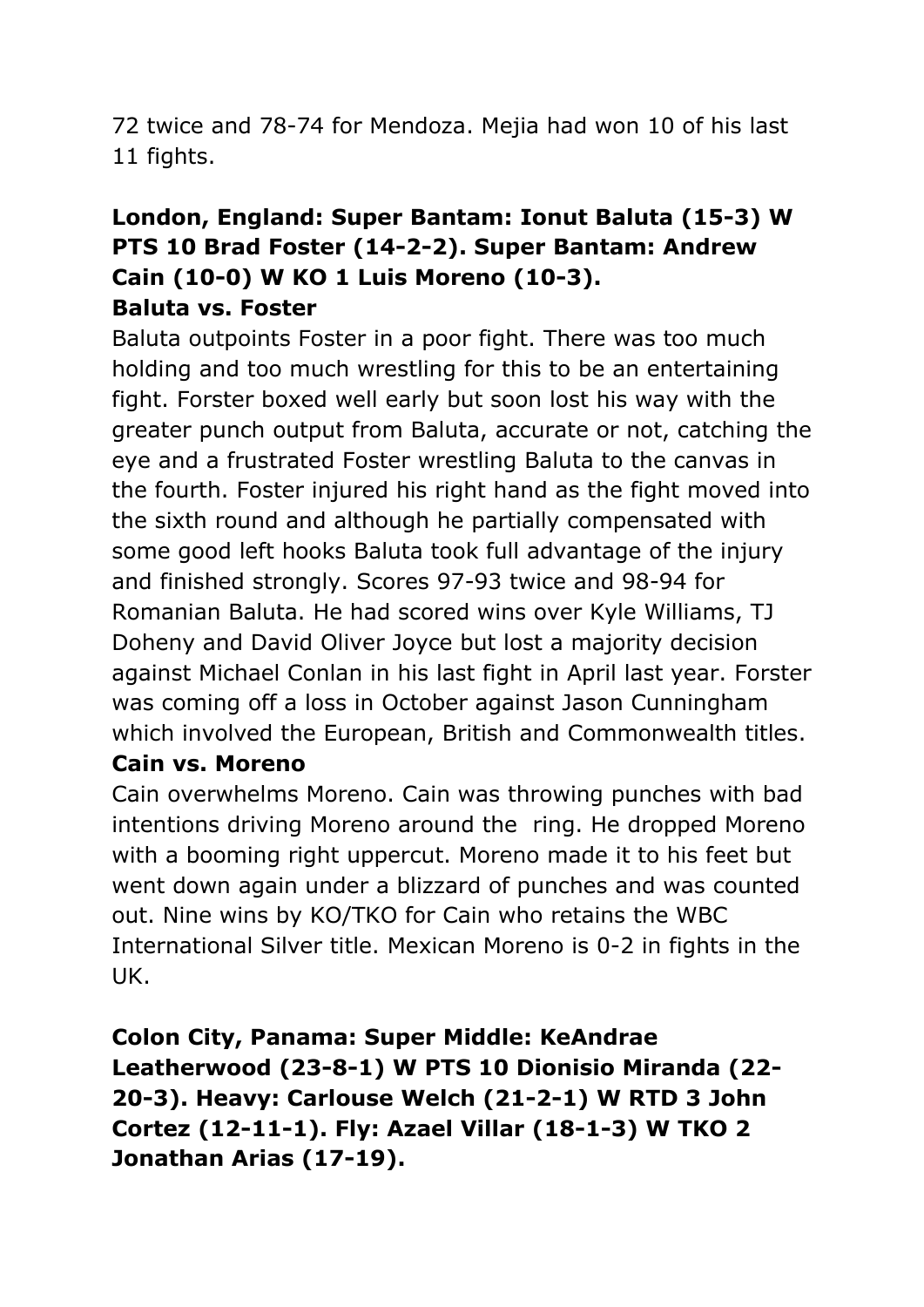72 twice and 78-74 for Mendoza. Mejia had won 10 of his last 11 fights.

**London, England: Super Bantam: Ionut Baluta (15-3) W PTS 10 Brad Foster (14-2-2). Super Bantam: Andrew Cain (10-0) W KO 1 Luis Moreno (10-3).**

**Baluta vs. Foster**

Baluta outpoints Foster in a poor fight. There was too much holding and too much wrestling for this to be an entertaining fight. Forster boxed well early but soon lost his way with the greater punch output from Baluta, accurate or not, catching the eye and a frustrated Foster wrestling Baluta to the canvas in the fourth. Foster injured his right hand as the fight moved into the sixth round and although he partially compensated with some good left hooks Baluta took full advantage of the injury and finished strongly. Scores 97-93 twice and 98-94 for Romanian Baluta. He had scored wins over Kyle Williams, TJ Doheny and David Oliver Joyce but lost a majority decision against Michael Conlan in his last fight in April last year. Forster was coming off a loss in October against Jason Cunningham which involved the European, British and Commonwealth titles.

**Cain vs. Moreno**

Cain overwhelms Moreno. Cain was throwing punches with bad intentions driving Moreno around the ring. He dropped Moreno with a booming right uppercut. Moreno made it to his feet but went down again under a blizzard of punches and was counted out. Nine wins by KO/TKO for Cain who retains the WBC International Silver title. Mexican Moreno is 0-2 in fights in the UK.

**Colon City, Panama: Super Middle: KeAndrae Leatherwood (23-8-1) W PTS 10 Dionisio Miranda (22-20-3). Heavy: Carlouse Welch (21-2-1) W RTD 3 John Cortez (12-11-1). Fly: Azael Villar (18-1-3) W TKO 2 Jonathan Arias (17-19).**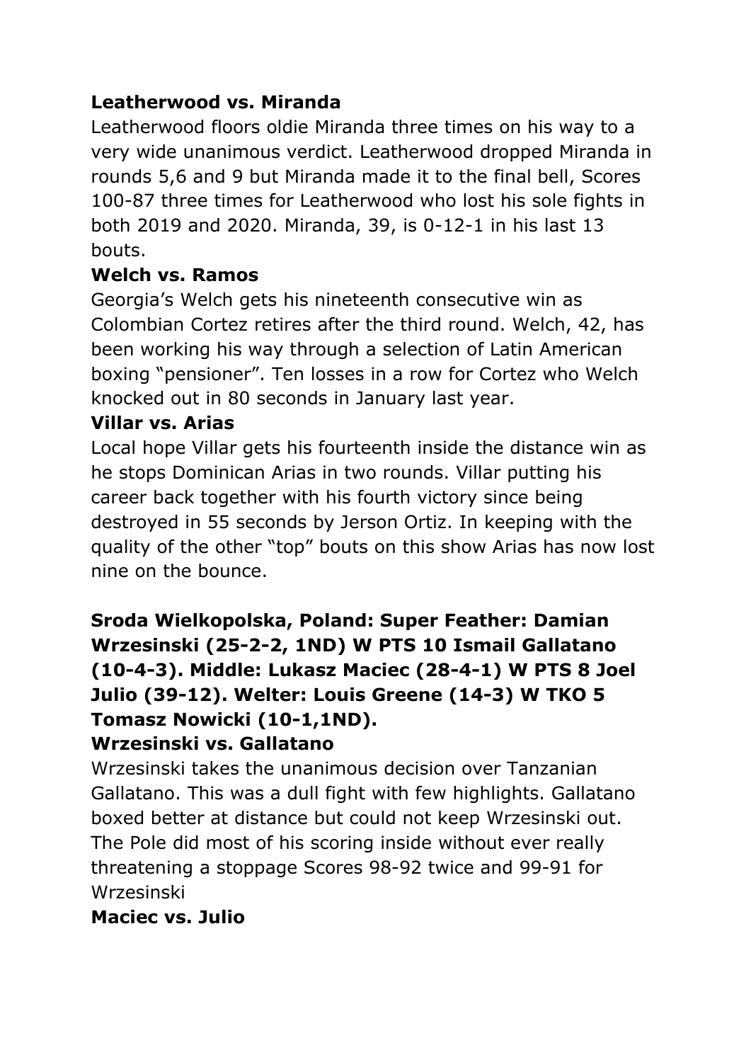**Leatherwood vs. Miranda**

Leatherwood floors oldie Miranda three times on his way to a very wide unanimous verdict. Leatherwood dropped Miranda in rounds 5,6 and 9 but Miranda made it to the final bell, Scores 100-87 three times for Leatherwood who lost his sole fights in both 2019 and 2020. Miranda, 39, is 0-12-1 in his last 13 bouts.

**Welch vs. Ramos**

Georgia's Welch gets his nineteenth consecutive win as Colombian Cortez retires after the third round. Welch, 42, has been working his way through a selection of Latin American boxing "pensioner". Ten losses in a row for Cortez who Welch knocked out in 80 seconds in January last year.

**Villar vs. Arias**

Local hope Villar gets his fourteenth inside the distance win as he stops Dominican Arias in two rounds. Villar putting his career back together with his fourth victory since being destroyed in 55 seconds by Jerson Ortiz. In keeping with the quality of the other "top" bouts on this show Arias has now lost nine on the bounce.

**Sroda Wielkopolska, Poland: Super Feather: Damian Wrzesinski (25-2-2, 1ND) W PTS 10 Ismail Gallatano (10-4-3). Middle: Lukasz Maciec (28-4-1) W PTS 8 Joel Julio (39-12). Welter: Louis Greene (14-3) W TKO 5 Tomasz Nowicki (10-1,1ND).**

**Wrzesinski vs. Gallatano**

Wrzesinski takes the unanimous decision over Tanzanian Gallatano. This was a dull fight with few highlights. Gallatano boxed better at distance but could not keep Wrzesinski out. The Pole did most of his scoring inside without ever really threatening a stoppage Scores 98-92 twice and 99-91 for Wrzesinski

**Maciec vs. Julio**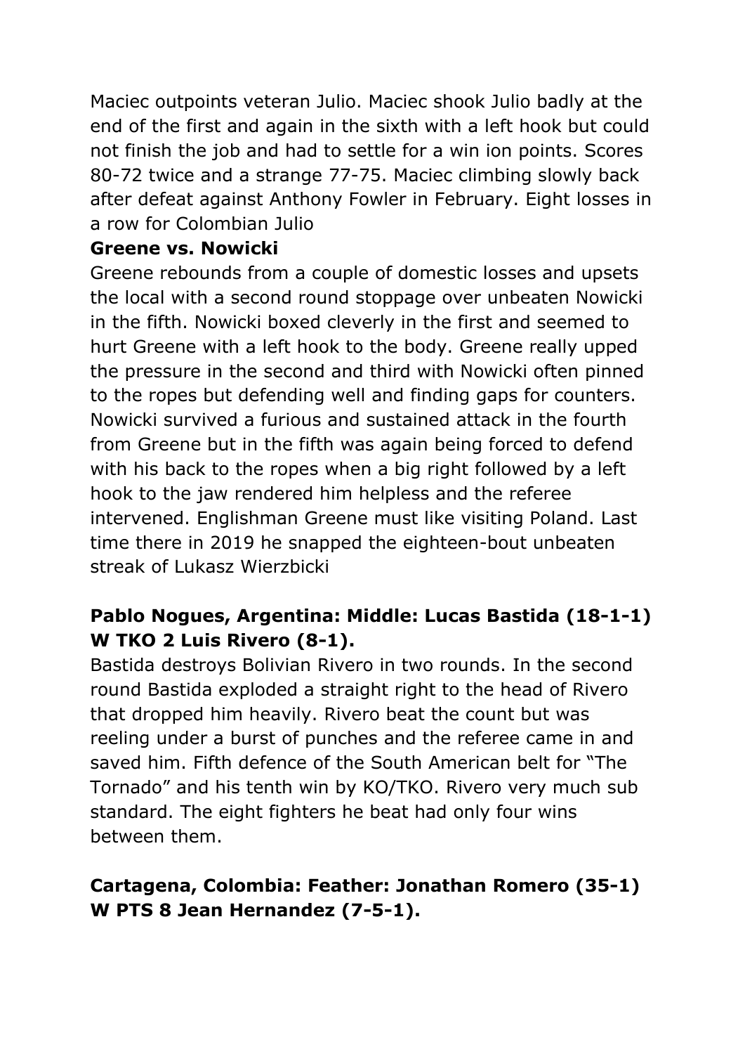Maciec outpoints veteran Julio. Maciec shook Julio badly at the end of the first and again in the sixth with a left hook but could not finish the job and had to settle for a win ion points. Scores 80-72 twice and a strange 77-75. Maciec climbing slowly back after defeat against Anthony Fowler in February. Eight losses in a row for Colombian Julio

**Greene vs. Nowicki**

Greene rebounds from a couple of domestic losses and upsets the local with a second round stoppage over unbeaten Nowicki in the fifth. Nowicki boxed cleverly in the first and seemed to hurt Greene with a left hook to the body. Greene really upped the pressure in the second and third with Nowicki often pinned to the ropes but defending well and finding gaps for counters. Nowicki survived a furious and sustained attack in the fourth from Greene but in the fifth was again being forced to defend with his back to the ropes when a big right followed by a left hook to the jaw rendered him helpless and the referee intervened. Englishman Greene must like visiting Poland. Last time there in 2019 he snapped the eighteen-bout unbeaten streak of Lukasz Wierzbicki

**Pablo Nogues, Argentina: Middle: Lucas Bastida (18-1-1) W TKO 2 Luis Rivero (8-1).**

Bastida destroys Bolivian Rivero in two rounds. In the second round Bastida exploded a straight right to the head of Rivero that dropped him heavily. Rivero beat the count but was reeling under a burst of punches and the referee came in and saved him. Fifth defence of the South American belt for "The Tornado" and his tenth win by KO/TKO. Rivero very much sub standard. The eight fighters he beat had only four wins between them.

**Cartagena, Colombia: Feather: Jonathan Romero (35-1) W PTS 8 Jean Hernandez (7-5-1).**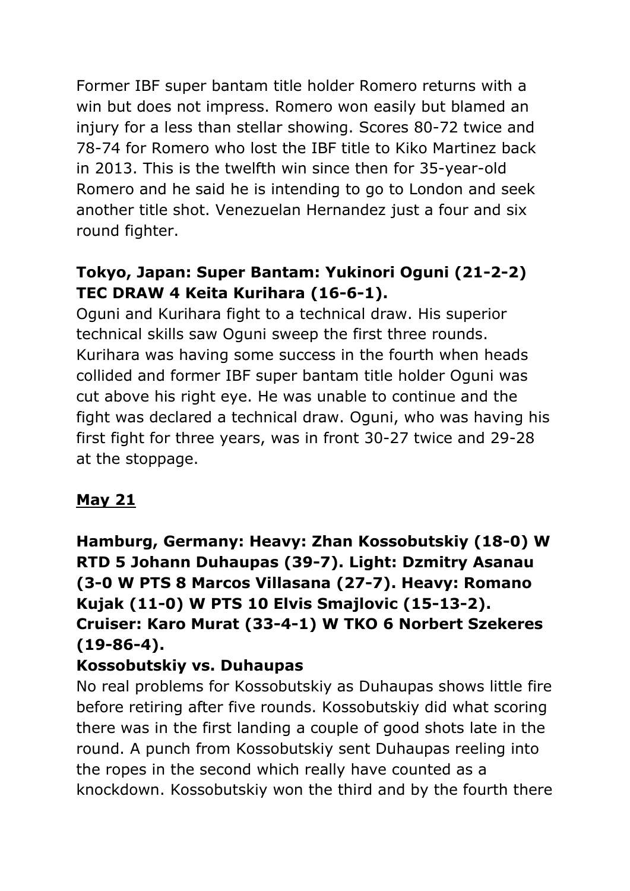Former IBF super bantam title holder Romero returns with a win but does not impress. Romero won easily but blamed an injury for a less than stellar showing. Scores 80-72 twice and 78-74 for Romero who lost the IBF title to Kiko Martinez back in 2013. This is the twelfth win since then for 35-year-old Romero and he said he is intending to go to London and seek another title shot. Venezuelan Hernandez just a four and six round fighter.

**Tokyo, Japan: Super Bantam: Yukinori Oguni (21-2-2) TEC DRAW 4 Keita Kurihara (16-6-1).**

Oguni and Kurihara fight to a technical draw. His superior technical skills saw Oguni sweep the first three rounds. Kurihara was having some success in the fourth when heads collided and former IBF super bantam title holder Oguni was cut above his right eye. He was unable to continue and the fight was declared a technical draw. Oguni, who was having his first fight for three years, was in front 30-27 twice and 29-28 at the stoppage.

## May 21

**Hamburg, Germany: Heavy: Zhan Kossobutskiy (18-0) W RTD 5 Johann Duhaupas (39-7). Light: Dzmitry Asanau (3-0 W PTS 8 Marcos Villasana (27-7). Heavy: Romano Kujak (11-0) W PTS 10 Elvis Smajlovic (15-13-2). Cruiser: Karo Murat (33-4-1) W TKO 6 Norbert Szekeres (19-86-4).**

**Kossobutskiy vs. Duhaupas**

No real problems for Kossobutskiy as Duhaupas shows little fire before retiring after five rounds. Kossobutskiy did what scoring there was in the first landing a couple of good shots late in the round. A punch from Kossobutskiy sent Duhaupas reeling into the ropes in the second which really have counted as a knockdown. Kossobutskiy won the third and by the fourth there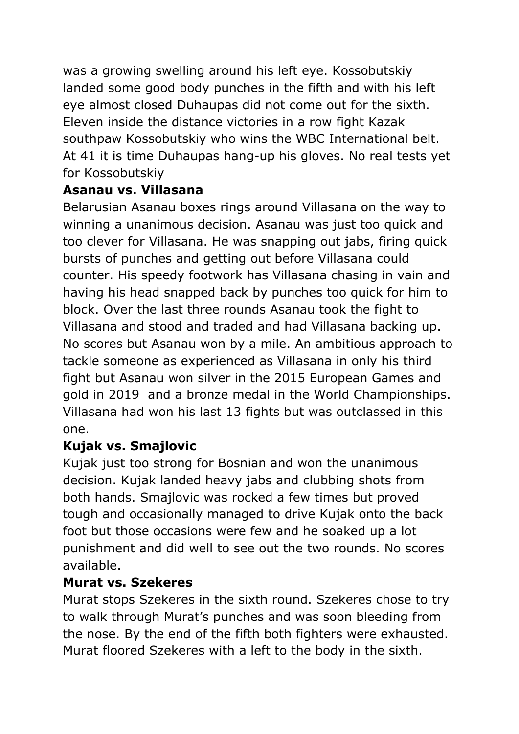was a growing swelling around his left eye. Kossobutskiy landed some good body punches in the fifth and with his left eye almost closed Duhaupas did not come out for the sixth. Eleven inside the distance victories in a row fight Kazak southpaw Kossobutskiy who wins the WBC International belt. At 41 it is time Duhaupas hang-up his gloves. No real tests yet for Kossobutskiy

**Asanau vs. Villasana**

Belarusian Asanau boxes rings around Villasana on the way to winning a unanimous decision. Asanau was just too quick and too clever for Villasana. He was snapping out jabs, firing quick bursts of punches and getting out before Villasana could counter. His speedy footwork has Villasana chasing in vain and having his head snapped back by punches too quick for him to block. Over the last three rounds Asanau took the fight to Villasana and stood and traded and had Villasana backing up. No scores but Asanau won by a mile. An ambitious approach to tackle someone as experienced as Villasana in only his third fight but Asanau won silver in the 2015 European Games and gold in 2019 and a bronze medal in the World Championships. Villasana had won his last 13 fights but was outclassed in this one.

**Kujak vs. Smajlovic**

Kujak just too strong for Bosnian and won the unanimous decision. Kujak landed heavy jabs and clubbing shots from both hands. Smajlovic was rocked a few times but proved tough and occasionally managed to drive Kujak onto the back foot but those occasions were few and he soaked up a lot punishment and did well to see out the two rounds. No scores available.

**Murat vs. Szekeres**

Murat stops Szekeres in the sixth round. Szekeres chose to try to walk through Murat's punches and was soon bleeding from the nose. By the end of the fifth both fighters were exhausted. Murat floored Szekeres with a left to the body in the sixth.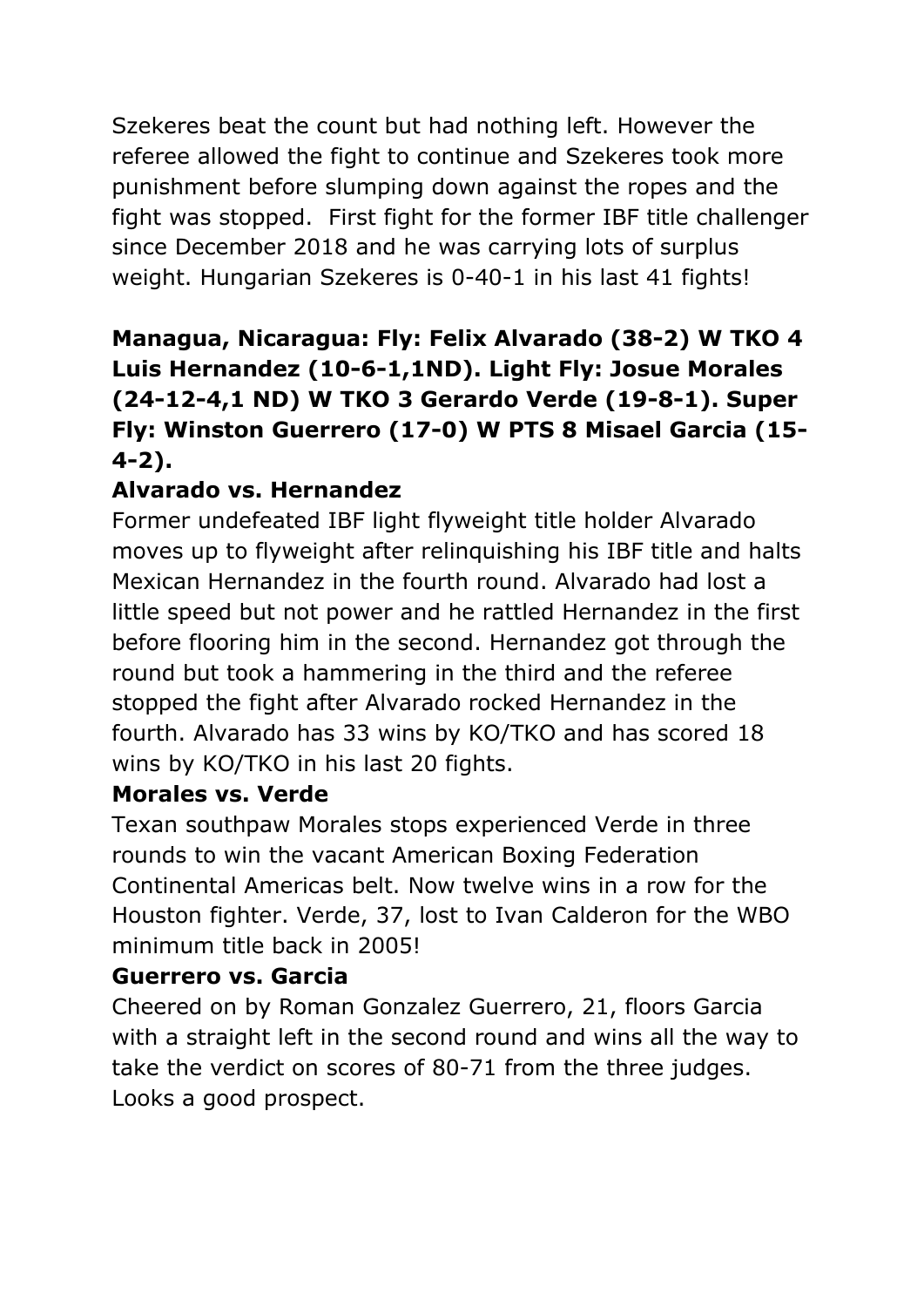Szekeres beat the count but had nothing left. However the referee allowed the fight to continue and Szekeres took more punishment before slumping down against the ropes and the fight was stopped.  First fight for the former IBF title challenger since December 2018 and he was carrying lots of surplus weight. Hungarian Szekeres is 0-40-1 in his last 41 fights!

**Managua, Nicaragua: Fly: Felix Alvarado (38-2) W TKO 4 Luis Hernandez (10-6-1,1ND). Light Fly: Josue Morales (24-12-4,1 ND) W TKO 3 Gerardo Verde (19-8-1). Super Fly: Winston Guerrero (17-0) W PTS 8 Misael Garcia (15-4-2).**

**Alvarado vs. Hernandez**

Former undefeated IBF light flyweight title holder Alvarado moves up to flyweight after relinquishing his IBF title and halts Mexican Hernandez in the fourth round. Alvarado had lost a little speed but not power and he rattled Hernandez in the first before flooring him in the second. Hernandez got through the round but took a hammering in the third and the referee stopped the fight after Alvarado rocked Hernandez in the fourth. Alvarado has 33 wins by KO/TKO and has scored 18 wins by KO/TKO in his last 20 fights.

**Morales vs. Verde**

Texan southpaw Morales stops experienced Verde in three rounds to win the vacant American Boxing Federation Continental Americas belt. Now twelve wins in a row for the Houston fighter. Verde, 37, lost to Ivan Calderon for the WBO minimum title back in 2005!

**Guerrero vs. Garcia**

Cheered on by Roman Gonzalez Guerrero, 21, floors Garcia with a straight left in the second round and wins all the way to take the verdict on scores of 80-71 from the three judges. Looks a good prospect.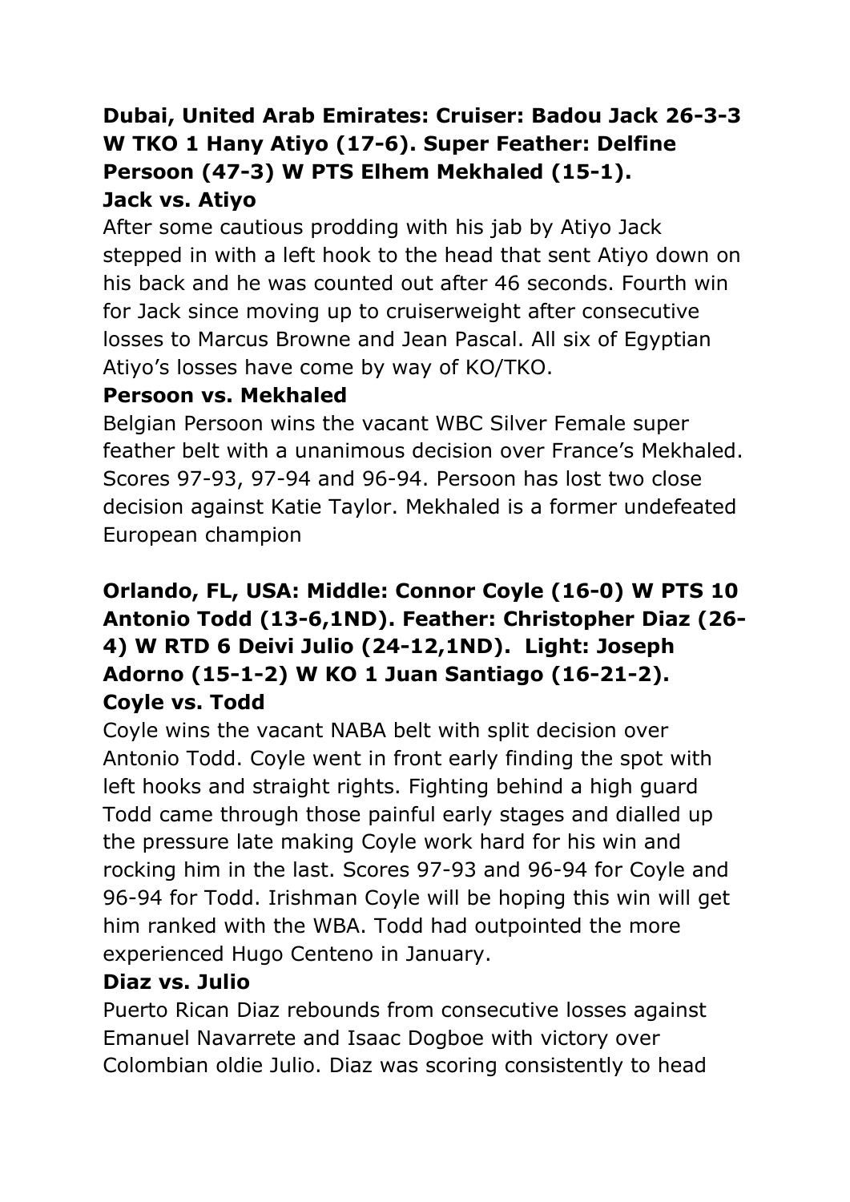**Dubai, United Arab Emirates: Cruiser: Badou Jack 26-3-3 W TKO 1 Hany Atiyo (17-6). Super Feather: Delfine Persoon (47-3) W PTS Elhem Mekhaled (15-1).**

**Jack vs. Atiyo**

After some cautious prodding with his jab by Atiyo Jack stepped in with a left hook to the head that sent Atiyo down on his back and he was counted out after 46 seconds. Fourth win for Jack since moving up to cruiserweight after consecutive losses to Marcus Browne and Jean Pascal. All six of Egyptian Atiyo's losses have come by way of KO/TKO.

**Persoon vs. Mekhaled**

Belgian Persoon wins the vacant WBC Silver Female super feather belt with a unanimous decision over France's Mekhaled. Scores 97-93, 97-94 and 96-94. Persoon has lost two close decision against Katie Taylor. Mekhaled is a former undefeated European champion

**Orlando, FL, USA: Middle: Connor Coyle (16-0) W PTS 10 Antonio Todd (13-6,1ND). Feather: Christopher Diaz (26-4) W RTD 6 Deivi Julio (24-12,1ND). Light: Joseph Adorno (15-1-2) W KO 1 Juan Santiago (16-21-2).**

**Coyle vs. Todd**

Coyle wins the vacant NABA belt with split decision over Antonio Todd. Coyle went in front early finding the spot with left hooks and straight rights. Fighting behind a high guard Todd came through those painful early stages and dialled up the pressure late making Coyle work hard for his win and rocking him in the last. Scores 97-93 and 96-94 for Coyle and 96-94 for Todd. Irishman Coyle will be hoping this win will get him ranked with the WBA. Todd had outpointed the more experienced Hugo Centeno in January.

**Diaz vs. Julio**

Puerto Rican Diaz rebounds from consecutive losses against Emanuel Navarrete and Isaac Dogboe with victory over Colombian oldie Julio. Diaz was scoring consistently to head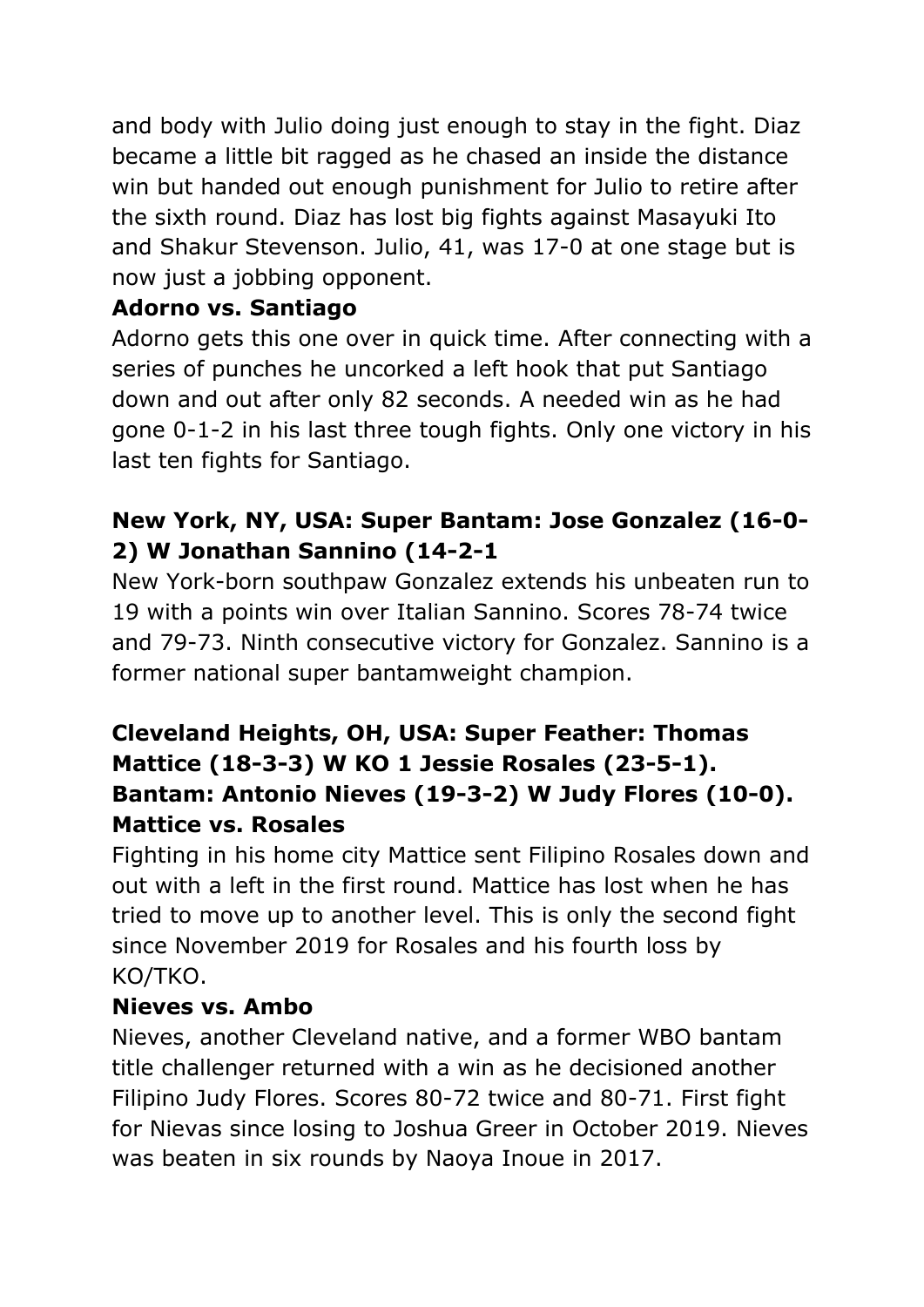and body with Julio doing just enough to stay in the fight. Diaz became a little bit ragged as he chased an inside the distance win but handed out enough punishment for Julio to retire after the sixth round. Diaz has lost big fights against Masayuki Ito and Shakur Stevenson. Julio, 41, was 17-0 at one stage but is now just a jobbing opponent.

**Adorno vs. Santiago**

Adorno gets this one over in quick time. After connecting with a series of punches he uncorked a left hook that put Santiago down and out after only 82 seconds. A needed win as he had gone 0-1-2 in his last three tough fights. Only one victory in his last ten fights for Santiago.

**New York, NY, USA: Super Bantam: Jose Gonzalez (16-0-2) W Jonathan Sannino (14-2-1**

New York-born southpaw Gonzalez extends his unbeaten run to 19 with a points win over Italian Sannino. Scores 78-74 twice and 79-73. Ninth consecutive victory for Gonzalez. Sannino is a former national super bantamweight champion.

**Cleveland Heights, OH, USA: Super Feather: Thomas Mattice (18-3-3) W KO 1 Jessie Rosales (23-5-1). Bantam: Antonio Nieves (19-3-2) W Judy Flores (10-0).**

**Mattice vs. Rosales**

Fighting in his home city Mattice sent Filipino Rosales down and out with a left in the first round. Mattice has lost when he has tried to move up to another level. This is only the second fight since November 2019 for Rosales and his fourth loss by KO/TKO.

**Nieves vs. Ambo**

Nieves, another Cleveland native, and a former WBO bantam title challenger returned with a win as he decisioned another Filipino Judy Flores. Scores 80-72 twice and 80-71. First fight for Nievas since losing to Joshua Greer in October 2019. Nieves was beaten in six rounds by Naoya Inoue in 2017.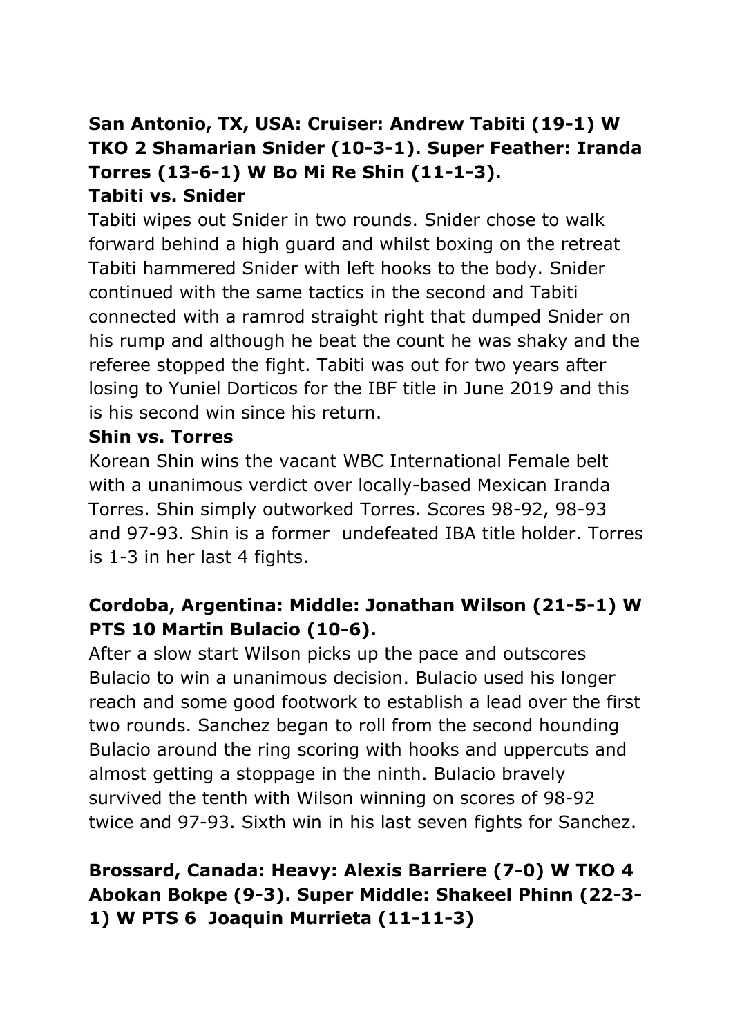**San Antonio, TX, USA: Cruiser: Andrew Tabiti (19-1) W TKO 2 Shamarian Snider (10-3-1). Super Feather: Iranda Torres (13-6-1) W Bo Mi Re Shin (11-1-3).**

**Tabiti vs. Snider**

Tabiti wipes out Snider in two rounds. Snider chose to walk forward behind a high guard and whilst boxing on the retreat Tabiti hammered Snider with left hooks to the body. Snider continued with the same tactics in the second and Tabiti connected with a ramrod straight right that dumped Snider on his rump and although he beat the count he was shaky and the referee stopped the fight. Tabiti was out for two years after losing to Yuniel Dorticos for the IBF title in June 2019 and this is his second win since his return.

**Shin vs. Torres**

Korean Shin wins the vacant WBC International Female belt with a unanimous verdict over locally-based Mexican Iranda Torres. Shin simply outworked Torres. Scores 98-92, 98-93 and 97-93. Shin is a former undefeated IBA title holder. Torres is 1-3 in her last 4 fights.

**Cordoba, Argentina: Middle: Jonathan Wilson (21-5-1) W PTS 10 Martin Bulacio (10-6).**

After a slow start Wilson picks up the pace and outscores Bulacio to win a unanimous decision. Bulacio used his longer reach and some good footwork to establish a lead over the first two rounds. Sanchez began to roll from the second hounding Bulacio around the ring scoring with hooks and uppercuts and almost getting a stoppage in the ninth. Bulacio bravely survived the tenth with Wilson winning on scores of 98-92 twice and 97-93. Sixth win in his last seven fights for Sanchez.

**Brossard, Canada: Heavy: Alexis Barriere (7-0) W TKO 4 Abokan Bokpe (9-3). Super Middle: Shakeel Phinn (22-3-1) W PTS 6 Joaquin Murrieta (11-11-3)**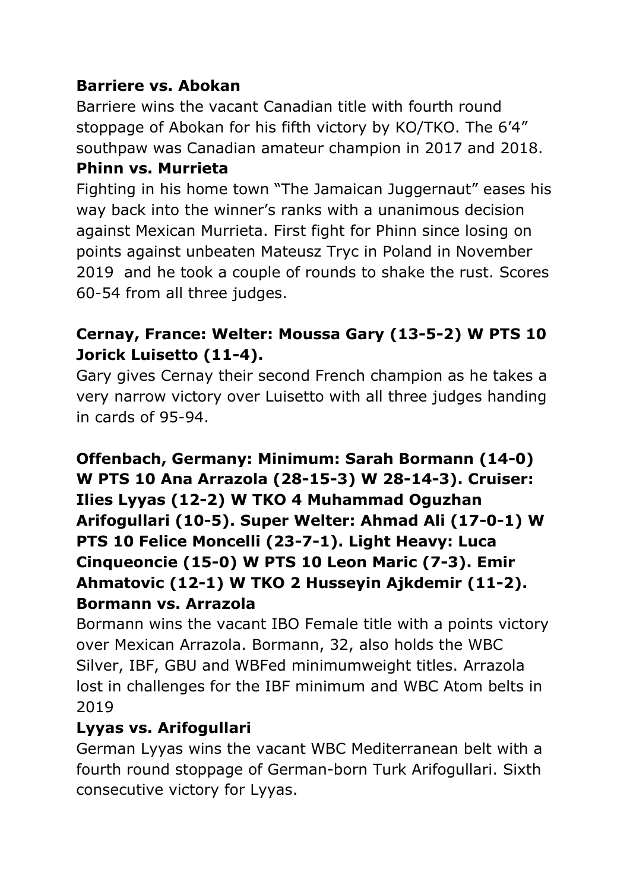**Barriere vs. Abokan**

Barriere wins the vacant Canadian title with fourth round stoppage of Abokan for his fifth victory by KO/TKO. The 6’4” southpaw was Canadian amateur champion in 2017 and 2018.

**Phinn vs. Murrieta**

Fighting in his home town “The Jamaican Juggernaut” eases his way back into the winner’s ranks with a unanimous decision against Mexican Murrieta. First fight for Phinn since losing on points against unbeaten Mateusz Tryc in Poland in November 2019 and he took a couple of rounds to shake the rust. Scores 60-54 from all three judges.

**Cernay, France: Welter: Moussa Gary (13-5-2) W PTS 10 Jorick Luisetto (11-4).**

Gary gives Cernay their second French champion as he takes a very narrow victory over Luisetto with all three judges handing in cards of 95-94.

**Offenbach, Germany: Minimum: Sarah Bormann (14-0) W PTS 10 Ana Arrazola (28-15-3) W 28-14-3). Cruiser: Ilies Lyyas (12-2) W TKO 4 Muhammad Oguzhan Arifogullari (10-5). Super Welter: Ahmad Ali (17-0-1) W PTS 10 Felice Moncelli (23-7-1). Light Heavy: Luca Cinqueoncie (15-0) W PTS 10 Leon Maric (7-3). Emir Ahmatovic (12-1) W TKO 2 Husseyin Ajkdemir (11-2).**

**Bormann vs. Arrazola**

Bormann wins the vacant IBO Female title with a points victory over Mexican Arrazola. Bormann, 32, also holds the WBC Silver, IBF, GBU and WBFed minimumweight titles. Arrazola lost in challenges for the IBF minimum and WBC Atom belts in 2019

**Lyyas vs. Arifogullari**

German Lyyas wins the vacant WBC Mediterranean belt with a fourth round stoppage of German-born Turk Arifogullari. Sixth consecutive victory for Lyyas.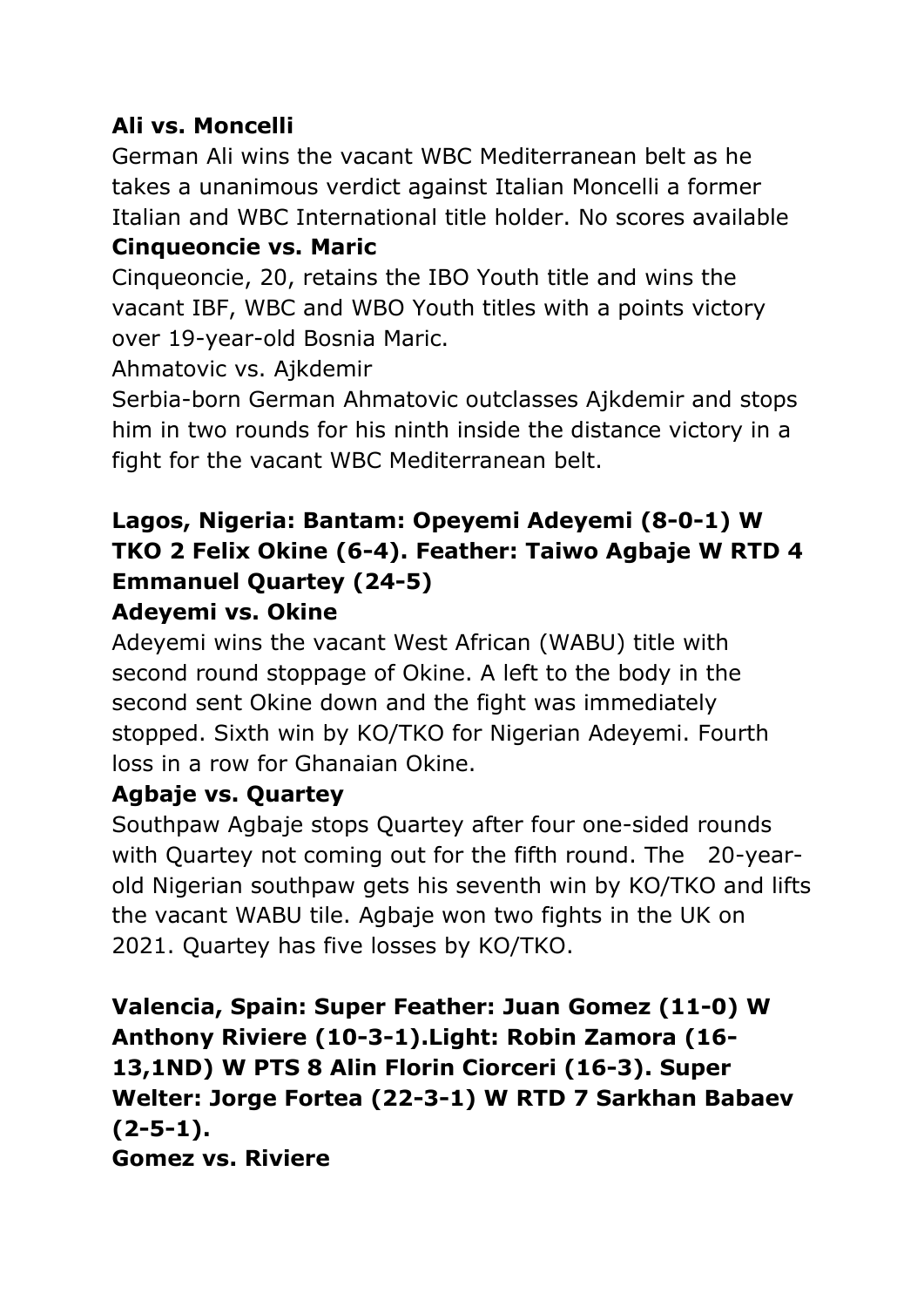**Ali vs. Moncelli**

German Ali wins the vacant WBC Mediterranean belt as he takes a unanimous verdict against Italian Moncelli a former Italian and WBC International title holder. No scores available

**Cinqueoncie vs. Maric**

Cinqueoncie, 20, retains the IBO Youth title and wins the vacant IBF, WBC and WBO Youth titles with a points victory over 19-year-old Bosnia Maric.

Ahmatovic vs. Ajkdemir

Serbia-born German Ahmatovic outclasses Ajkdemir and stops him in two rounds for his ninth inside the distance victory in a fight for the vacant WBC Mediterranean belt.

**Lagos, Nigeria: Bantam: Opeyemi Adeyemi (8-0-1) W TKO 2 Felix Okine (6-4). Feather: Taiwo Agbaje W RTD 4 Emmanuel Quartey (24-5)**

**Adeyemi vs. Okine**

Adeyemi wins the vacant West African (WABU) title with second round stoppage of Okine. A left to the body in the second sent Okine down and the fight was immediately stopped. Sixth win by KO/TKO for Nigerian Adeyemi. Fourth loss in a row for Ghanaian Okine.

**Agbaje vs. Quartey**

Southpaw Agbaje stops Quartey after four one-sided rounds with Quartey not coming out for the fifth round. The 20-year-old Nigerian southpaw gets his seventh win by KO/TKO and lifts the vacant WABU tile. Agbaje won two fights in the UK on 2021. Quartey has five losses by KO/TKO.

**Valencia, Spain: Super Feather: Juan Gomez (11-0) W Anthony Riviere (10-3-1).Light: Robin Zamora (16-13,1ND) W PTS 8 Alin Florin Ciorceri (16-3). Super Welter: Jorge Fortea (22-3-1) W RTD 7 Sarkhan Babaev (2-5-1).**

**Gomez vs. Riviere**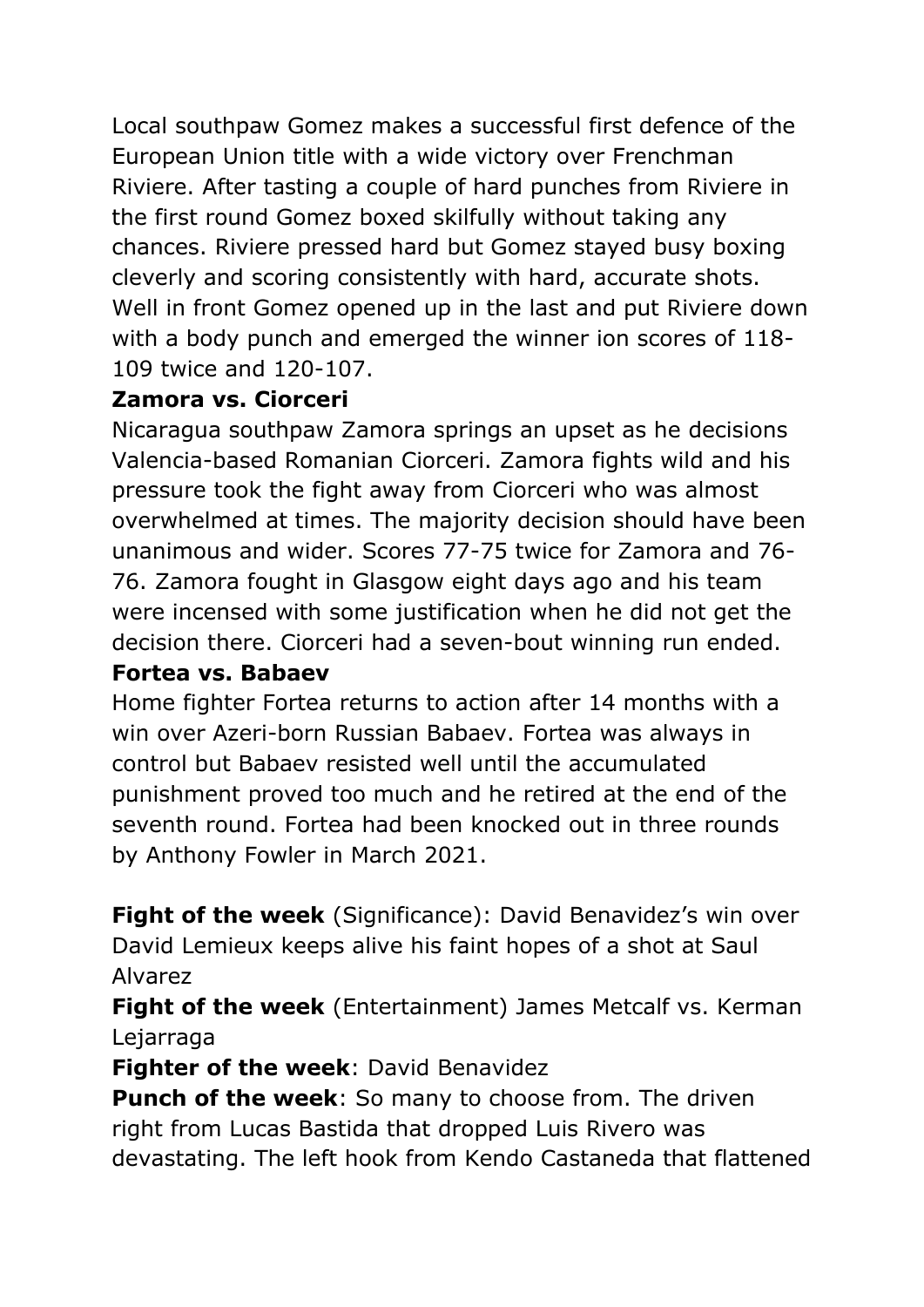Local southpaw Gomez makes a successful first defence of the European Union title with a wide victory over Frenchman Riviere. After tasting a couple of hard punches from Riviere in the first round Gomez boxed skilfully without taking any chances. Riviere pressed hard but Gomez stayed busy boxing cleverly and scoring consistently with hard, accurate shots. Well in front Gomez opened up in the last and put Riviere down with a body punch and emerged the winner ion scores of 118-109 twice and 120-107.

**Zamora vs. Ciorceri**

Nicaragua southpaw Zamora springs an upset as he decisions Valencia-based Romanian Ciorceri. Zamora fights wild and his pressure took the fight away from Ciorceri who was almost overwhelmed at times. The majority decision should have been unanimous and wider. Scores 77-75 twice for Zamora and 76-76. Zamora fought in Glasgow eight days ago and his team were incensed with some justification when he did not get the decision there. Ciorceri had a seven-bout winning run ended.

**Fortea vs. Babaev**

Home fighter Fortea returns to action after 14 months with a win over Azeri-born Russian Babaev. Fortea was always in control but Babaev resisted well until the accumulated punishment proved too much and he retired at the end of the seventh round. Fortea had been knocked out in three rounds by Anthony Fowler in March 2021.

**Fight of the week** (Significance): David Benavidez's win over David Lemieux keeps alive his faint hopes of a shot at Saul Alvarez

**Fight of the week** (Entertainment) James Metcalf vs. Kerman Lejarraga

**Fighter of the week**: David Benavidez

**Punch of the week**: So many to choose from. The driven right from Lucas Bastida that dropped Luis Rivero was devastating. The left hook from Kendo Castaneda that flattened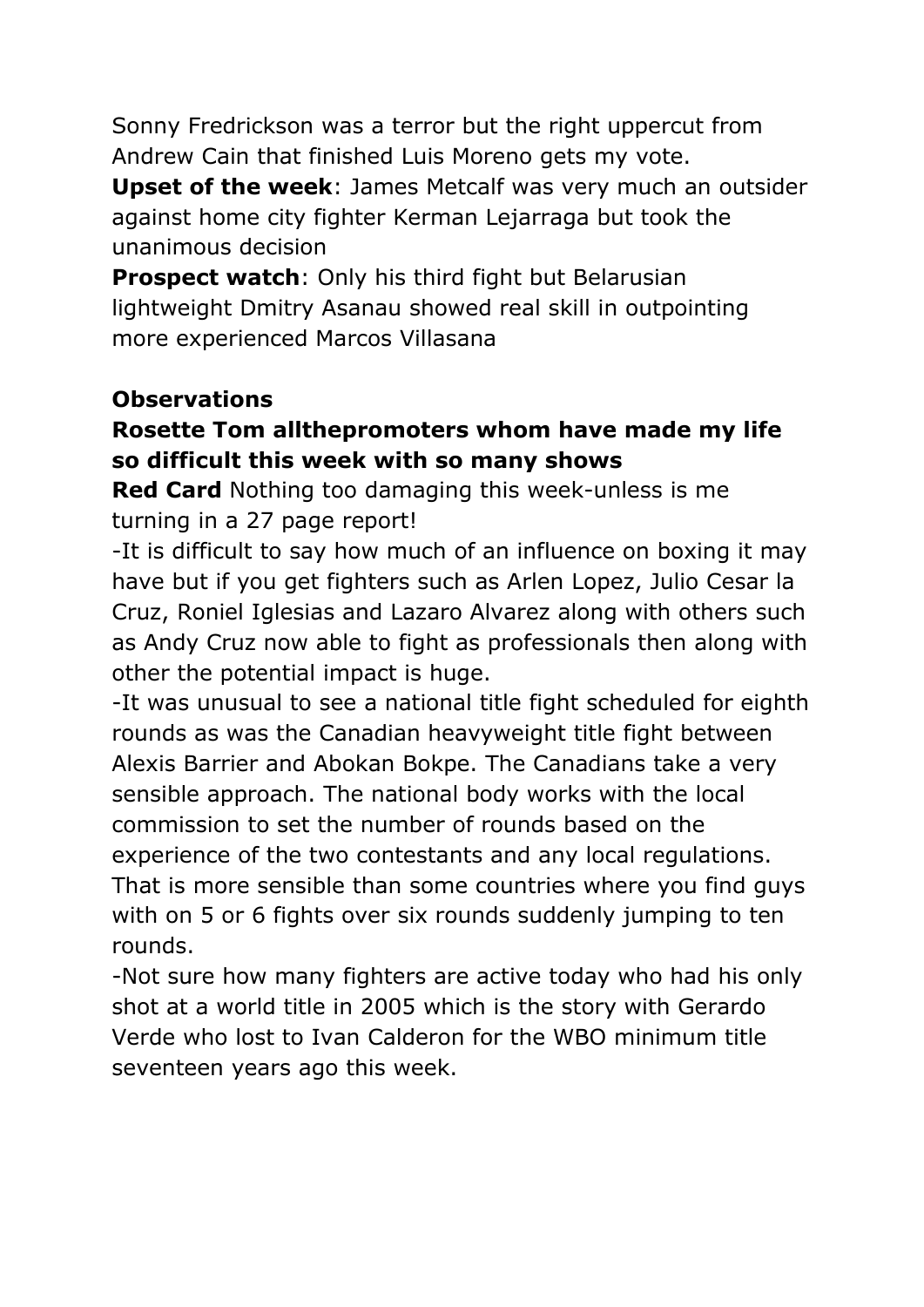Sonny Fredrickson was a terror but the right uppercut from Andrew Cain that finished Luis Moreno gets my vote.

**Upset of the week**: James Metcalf was very much an outsider against home city fighter Kerman Lejarraga but took the unanimous decision

**Prospect watch**: Only his third fight but Belarusian lightweight Dmitry Asanau showed real skill in outpointing more experienced Marcos Villasana

**Observations**

**Rosette Tom allthepromoters whom have made my life so difficult this week with so many shows**

**Red Card** Nothing too damaging this week-unless is me turning in a 27 page report!

-It is difficult to say how much of an influence on boxing it may have but if you get fighters such as Arlen Lopez, Julio Cesar la Cruz, Roniel Iglesias and Lazaro Alvarez along with others such as Andy Cruz now able to fight as professionals then along with other the potential impact is huge.

-It was unusual to see a national title fight scheduled for eighth rounds as was the Canadian heavyweight title fight between Alexis Barrier and Abokan Bokpe. The Canadians take a very sensible approach. The national body works with the local commission to set the number of rounds based on the experience of the two contestants and any local regulations. That is more sensible than some countries where you find guys with on 5 or 6 fights over six rounds suddenly jumping to ten rounds.

-Not sure how many fighters are active today who had his only shot at a world title in 2005 which is the story with Gerardo Verde who lost to Ivan Calderon for the WBO minimum title seventeen years ago this week.